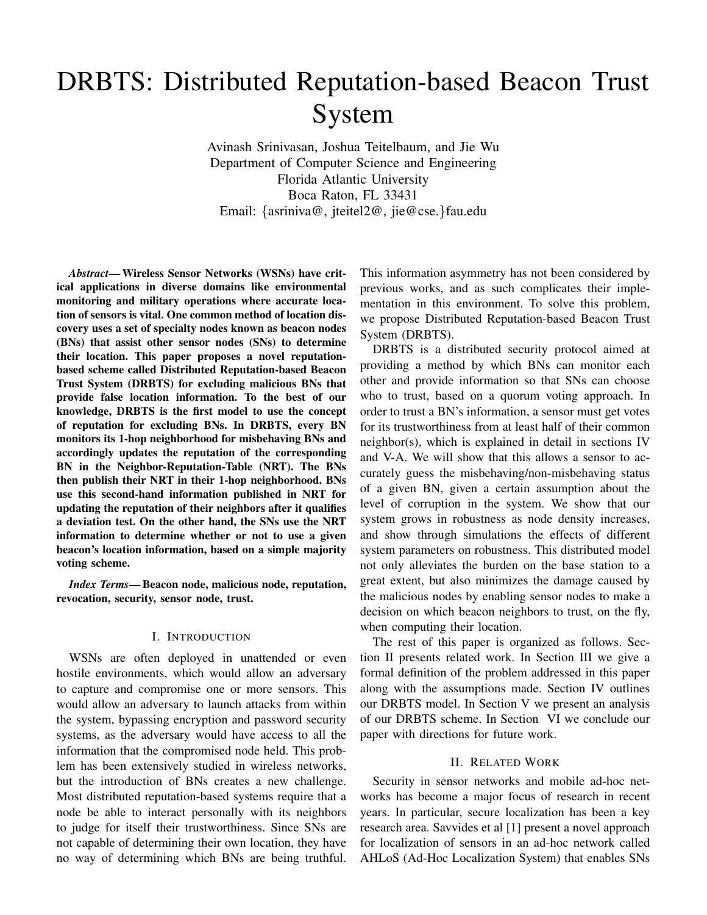# DRBTS: Distributed Reputation-based Beacon Trust System

Avinash Srinivasan, Joshua Teitelbaum, and Jie Wu
Department of Computer Science and Engineering
Florida Atlantic University
Boca Raton, FL 33431
Email: {asriniva@, jteitel2@, jie@cse.}fau.edu

***Abstract*— Wireless Sensor Networks (WSNs) have critical applications in diverse domains like environmental monitoring and military operations where accurate location of sensors is vital. One common method of location discovery uses a set of specialty nodes known as beacon nodes (BNs) that assist other sensor nodes (SNs) to determine their location. This paper proposes a novel reputation-based scheme called Distributed Reputation-based Beacon Trust System (DRBTS) for excluding malicious BNs that provide false location information. To the best of our knowledge, DRBTS is the first model to use the concept of reputation for excluding BNs. In DRBTS, every BN monitors its 1-hop neighborhood for misbehaving BNs and accordingly updates the reputation of the corresponding BN in the Neighbor-Reputation-Table (NRT). The BNs then publish their NRT in their 1-hop neighborhood. BNs use this second-hand information published in NRT for updating the reputation of their neighbors after it qualifies a deviation test. On the other hand, the SNs use the NRT information to determine whether or not to use a given beacon's location information, based on a simple majority voting scheme.**

***Index Terms*— Beacon node, malicious node, reputation, revocation, security, sensor node, trust.**

## I. Introduction

WSNs are often deployed in unattended or even hostile environments, which would allow an adversary to capture and compromise one or more sensors. This would allow an adversary to launch attacks from within the system, bypassing encryption and password security systems, as the adversary would have access to all the information that the compromised node held. This problem has been extensively studied in wireless networks, but the introduction of BNs creates a new challenge. Most distributed reputation-based systems require that a node be able to interact personally with its neighbors to judge for itself their trustworthiness. Since SNs are not capable of determining their own location, they have no way of determining which BNs are being truthful. This information asymmetry has not been considered by previous works, and as such complicates their implementation in this environment. To solve this problem, we propose Distributed Reputation-based Beacon Trust System (DRBTS).

DRBTS is a distributed security protocol aimed at providing a method by which BNs can monitor each other and provide information so that SNs can choose who to trust, based on a quorum voting approach. In order to trust a BN's information, a sensor must get votes for its trustworthiness from at least half of their common neighbor(s), which is explained in detail in sections IV and V-A. We will show that this allows a sensor to accurately guess the misbehaving/non-misbehaving status of a given BN, given a certain assumption about the level of corruption in the system. We show that our system grows in robustness as node density increases, and show through simulations the effects of different system parameters on robustness. This distributed model not only alleviates the burden on the base station to a great extent, but also minimizes the damage caused by the malicious nodes by enabling sensor nodes to make a decision on which beacon neighbors to trust, on the fly, when computing their location.

The rest of this paper is organized as follows. Section II presents related work. In Section III we give a formal definition of the problem addressed in this paper along with the assumptions made. Section IV outlines our DRBTS model. In Section V we present an analysis of our DRBTS scheme. In Section VI we conclude our paper with directions for future work.

## II. Related Work

Security in sensor networks and mobile ad-hoc networks has become a major focus of research in recent years. In particular, secure localization has been a key research area. Savvides et al [1] present a novel approach for localization of sensors in an ad-hoc network called AHLoS (Ad-Hoc Localization System) that enables SNs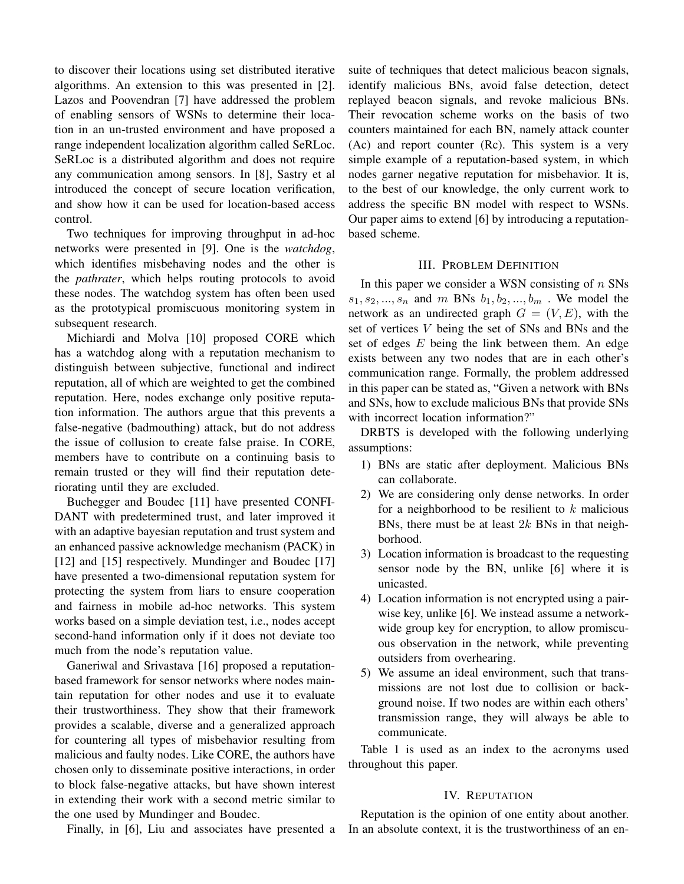to discover their locations using set distributed iterative algorithms. An extension to this was presented in [2]. Lazos and Poovendran [7] have addressed the problem of enabling sensors of WSNs to determine their location in an un-trusted environment and have proposed a range independent localization algorithm called SeRLoc. SeRLoc is a distributed algorithm and does not require any communication among sensors. In [8], Sastry et al introduced the concept of secure location verification, and show how it can be used for location-based access control.

Two techniques for improving throughput in ad-hoc networks were presented in [9]. One is the *watchdog*, which identifies misbehaving nodes and the other is the *pathrater*, which helps routing protocols to avoid these nodes. The watchdog system has often been used as the prototypical promiscuous monitoring system in subsequent research.

Michiardi and Molva [10] proposed CORE which has a watchdog along with a reputation mechanism to distinguish between subjective, functional and indirect reputation, all of which are weighted to get the combined reputation. Here, nodes exchange only positive reputation information. The authors argue that this prevents a false-negative (badmouthing) attack, but do not address the issue of collusion to create false praise. In CORE, members have to contribute on a continuing basis to remain trusted or they will find their reputation deteriorating until they are excluded.

Buchegger and Boudec [11] have presented CONFIDANT with predetermined trust, and later improved it with an adaptive bayesian reputation and trust system and an enhanced passive acknowledge mechanism (PACK) in [12] and [15] respectively. Mundinger and Boudec [17] have presented a two-dimensional reputation system for protecting the system from liars to ensure cooperation and fairness in mobile ad-hoc networks. This system works based on a simple deviation test, i.e., nodes accept second-hand information only if it does not deviate too much from the node's reputation value.

Ganeriwal and Srivastava [16] proposed a reputation-based framework for sensor networks where nodes maintain reputation for other nodes and use it to evaluate their trustworthiness. They show that their framework provides a scalable, diverse and a generalized approach for countering all types of misbehavior resulting from malicious and faulty nodes. Like CORE, the authors have chosen only to disseminate positive interactions, in order to block false-negative attacks, but have shown interest in extending their work with a second metric similar to the one used by Mundinger and Boudec.

Finally, in [6], Liu and associates have presented a suite of techniques that detect malicious beacon signals, identify malicious BNs, avoid false detection, detect replayed beacon signals, and revoke malicious BNs. Their revocation scheme works on the basis of two counters maintained for each BN, namely attack counter (Ac) and report counter (Rc). This system is a very simple example of a reputation-based system, in which nodes garner negative reputation for misbehavior. It is, to the best of our knowledge, the only current work to address the specific BN model with respect to WSNs. Our paper aims to extend [6] by introducing a reputation-based scheme.

## III. Problem Definition

In this paper we consider a WSN consisting of $n$ SNs $s_1, s_2, ..., s_n$ and $m$ BNs $b_1, b_2, ..., b_m$ . We model the network as an undirected graph $G = (V, E)$, with the set of vertices $V$ being the set of SNs and BNs and the set of edges $E$ being the link between them. An edge exists between any two nodes that are in each other's communication range. Formally, the problem addressed in this paper can be stated as, "Given a network with BNs and SNs, how to exclude malicious BNs that provide SNs with incorrect location information?"

DRBTS is developed with the following underlying assumptions:

1) BNs are static after deployment. Malicious BNs can collaborate.
2) We are considering only dense networks. In order for a neighborhood to be resilient to $k$ malicious BNs, there must be at least $2k$ BNs in that neighborhood.
3) Location information is broadcast to the requesting sensor node by the BN, unlike [6] where it is unicasted.
4) Location information is not encrypted using a pairwise key, unlike [6]. We instead assume a network-wide group key for encryption, to allow promiscuous observation in the network, while preventing outsiders from overhearing.
5) We assume an ideal environment, such that transmissions are not lost due to collision or background noise. If two nodes are within each others' transmission range, they will always be able to communicate.

Table 1 is used as an index to the acronyms used throughout this paper.

## IV. Reputation

Reputation is the opinion of one entity about another. In an absolute context, it is the trustworthiness of an en-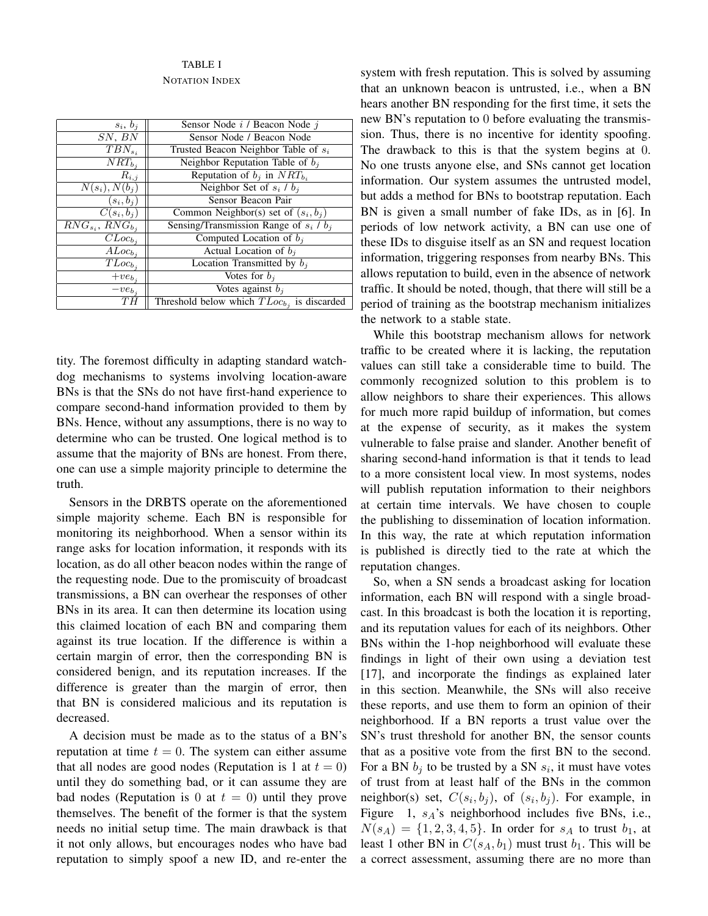TABLE I
NOTATION INDEX

| | |
|---|---|
| $s_i$, $b_j$ | Sensor Node $i$ / Beacon Node $j$ |
| $SN$, $BN$ | Sensor Node / Beacon Node |
| $TBN_{s_i}$ | Trusted Beacon Neighbor Table of $s_i$ |
| $NRT_{b_j}$ | Neighbor Reputation Table of $b_j$ |
| $R_{i,j}$ | Reputation of $b_j$ in $NRT_{b_i}$ |
| $N(s_i), N(b_j)$ | Neighbor Set of $s_i$ / $b_j$ |
| $(s_i, b_j)$ | Sensor Beacon Pair |
| $C(s_i, b_j)$ | Common Neighbor(s) set of $(s_i, b_j)$ |
| $RNG_{s_i}$, $RNG_{b_j}$ | Sensing/Transmission Range of $s_i$ / $b_j$ |
| $CLoc_{b_j}$ | Computed Location of $b_j$ |
| $ALoc_{b_j}$ | Actual Location of $b_j$ |
| $TLoc_{b_j}$ | Location Transmitted by $b_j$ |
| $+ve_{b_j}$ | Votes for $b_j$ |
| $-ve_{b_j}$ | Votes against $b_j$ |
| $TH$ | Threshold below which $TLoc_{b_j}$ is discarded |

tity. The foremost difficulty in adapting standard watchdog mechanisms to systems involving location-aware BNs is that the SNs do not have first-hand experience to compare second-hand information provided to them by BNs. Hence, without any assumptions, there is no way to determine who can be trusted. One logical method is to assume that the majority of BNs are honest. From there, one can use a simple majority principle to determine the truth.

Sensors in the DRBTS operate on the aforementioned simple majority scheme. Each BN is responsible for monitoring its neighborhood. When a sensor within its range asks for location information, it responds with its location, as do all other beacon nodes within the range of the requesting node. Due to the promiscuity of broadcast transmissions, a BN can overhear the responses of other BNs in its area. It can then determine its location using this claimed location of each BN and comparing them against its true location. If the difference is within a certain margin of error, then the corresponding BN is considered benign, and its reputation increases. If the difference is greater than the margin of error, then that BN is considered malicious and its reputation is decreased.

A decision must be made as to the status of a BN's reputation at time $t = 0$. The system can either assume that all nodes are good nodes (Reputation is 1 at $t = 0$) until they do something bad, or it can assume they are bad nodes (Reputation is 0 at $t = 0$) until they prove themselves. The benefit of the former is that the system needs no initial setup time. The main drawback is that it not only allows, but encourages nodes who have bad reputation to simply spoof a new ID, and re-enter the system with fresh reputation. This is solved by assuming that an unknown beacon is untrusted, i.e., when a BN hears another BN responding for the first time, it sets the new BN's reputation to 0 before evaluating the transmission. Thus, there is no incentive for identity spoofing. The drawback to this is that the system begins at 0. No one trusts anyone else, and SNs cannot get location information. Our system assumes the untrusted model, but adds a method for BNs to bootstrap reputation. Each BN is given a small number of fake IDs, as in [6]. In periods of low network activity, a BN can use one of these IDs to disguise itself as an SN and request location information, triggering responses from nearby BNs. This allows reputation to build, even in the absence of network traffic. It should be noted, though, that there will still be a period of training as the bootstrap mechanism initializes the network to a stable state.

While this bootstrap mechanism allows for network traffic to be created where it is lacking, the reputation values can still take a considerable time to build. The commonly recognized solution to this problem is to allow neighbors to share their experiences. This allows for much more rapid buildup of information, but comes at the expense of security, as it makes the system vulnerable to false praise and slander. Another benefit of sharing second-hand information is that it tends to lead to a more consistent local view. In most systems, nodes will publish reputation information to their neighbors at certain time intervals. We have chosen to couple the publishing to dissemination of location information. In this way, the rate at which reputation information is published is directly tied to the rate at which the reputation changes.

So, when a SN sends a broadcast asking for location information, each BN will respond with a single broadcast. In this broadcast is both the location it is reporting, and its reputation values for each of its neighbors. Other BNs within the 1-hop neighborhood will evaluate these findings in light of their own using a deviation test [17], and incorporate the findings as explained later in this section. Meanwhile, the SNs will also receive these reports, and use them to form an opinion of their neighborhood. If a BN reports a trust value over the SN's trust threshold for another BN, the sensor counts that as a positive vote from the first BN to the second. For a BN $b_j$ to be trusted by a SN $s_i$, it must have votes of trust from at least half of the BNs in the common neighbor(s) set, $C(s_i, b_j)$, of $(s_i, b_j)$. For example, in Figure 1, $s_A$'s neighborhood includes five BNs, i.e., $N(s_A) = \{1, 2, 3, 4, 5\}$. In order for $s_A$ to trust $b_1$, at least 1 other BN in $C(s_A, b_1)$ must trust $b_1$. This will be a correct assessment, assuming there are no more than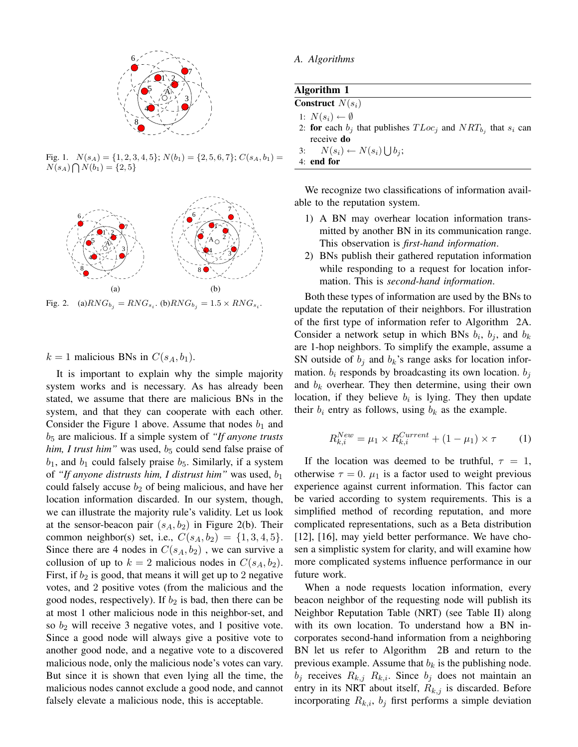Fig. 1. $N(s_A) = \{1, 2, 3, 4, 5\}$; $N(b_1) = \{2, 5, 6, 7\}$; $C(s_A, b_1) = N(s_A) \bigcap N(b_1) = \{2, 5\}$

Fig. 2. (a)$RNG_{b_j} = RNG_{s_i}$. (b)$RNG_{b_j} = 1.5 \times RNG_{s_i}$.

$k = 1$ malicious BNs in $C(s_A, b_1)$.

It is important to explain why the simple majority system works and is necessary. As has already been stated, we assume that there are malicious BNs in the system, and that they can cooperate with each other. Consider the Figure 1 above. Assume that nodes $b_1$ and $b_5$ are malicious. If a simple system of *"If anyone trusts him, I trust him"* was used, $b_5$ could send false praise of $b_1$, and $b_1$ could falsely praise $b_5$. Similarly, if a system of *"If anyone distrusts him, I distrust him"* was used, $b_1$ could falsely accuse $b_2$ of being malicious, and have her location information discarded. In our system, though, we can illustrate the majority rule's validity. Let us look at the sensor-beacon pair $(s_A, b_2)$ in Figure 2(b). Their common neighbor(s) set, i.e., $C(s_A, b_2) = \{1, 3, 4, 5\}$. Since there are 4 nodes in $C(s_A, b_2)$ , we can survive a collusion of up to $k = 2$ malicious nodes in $C(s_A, b_2)$. First, if $b_2$ is good, that means it will get up to 2 negative votes, and 2 positive votes (from the malicious and the good nodes, respectively). If $b_2$ is bad, then there can be at most 1 other malicious node in this neighbor-set, and so $b_2$ will receive 3 negative votes, and 1 positive vote. Since a good node will always give a positive vote to another good node, and a negative vote to a discovered malicious node, only the malicious node's votes can vary. But since it is shown that even lying all the time, the malicious nodes cannot exclude a good node, and cannot falsely elevate a malicious node, this is acceptable.

### A. Algorithms

**Algorithm 1**

**Construct** $N(s_i)$

1: $N(s_i) \leftarrow \emptyset$
2: **for** each $b_j$ that publishes $TLoc_j$ and $NRT_{b_j}$ that $s_i$ can receive **do**
3: $\quad N(s_i) \leftarrow N(s_i) \bigcup b_j$;
4: **end for**

We recognize two classifications of information available to the reputation system.

1) A BN may overhear location information transmitted by another BN in its communication range. This observation is *first-hand information*.
2) BNs publish their gathered reputation information while responding to a request for location information. This is *second-hand information*.

Both these types of information are used by the BNs to update the reputation of their neighbors. For illustration of the first type of information refer to Algorithm 2A. Consider a network setup in which BNs $b_i$, $b_j$, and $b_k$ are 1-hop neighbors. To simplify the example, assume a SN outside of $b_j$ and $b_k$'s range asks for location information. $b_i$ responds by broadcasting its own location. $b_j$ and $b_k$ overhear. They then determine, using their own location, if they believe $b_i$ is lying. They then update their $b_i$ entry as follows, using $b_k$ as the example.

$$R_{k,i}^{New} = \mu_1 \times R_{k,i}^{Current} + (1 - \mu_1) \times \tau \qquad (1)$$

If the location was deemed to be truthful, $\tau = 1$, otherwise $\tau = 0$. $\mu_1$ is a factor used to weight previous experience against current information. This factor can be varied according to system requirements. This is a simplified method of recording reputation, and more complicated representations, such as a Beta distribution [12], [16], may yield better performance. We have chosen a simplistic system for clarity, and will examine how more complicated systems influence performance in our future work.

When a node requests location information, every beacon neighbor of the requesting node will publish its Neighbor Reputation Table (NRT) (see Table II) along with its own location. To understand how a BN incorporates second-hand information from a neighboring BN let us refer to Algorithm 2B and return to the previous example. Assume that $b_k$ is the publishing node. $b_j$ receives $R_{k,j}$ $R_{k,i}$. Since $b_j$ does not maintain an entry in its NRT about itself, $R_{k,j}$ is discarded. Before incorporating $R_{k,i}$, $b_j$ first performs a simple deviation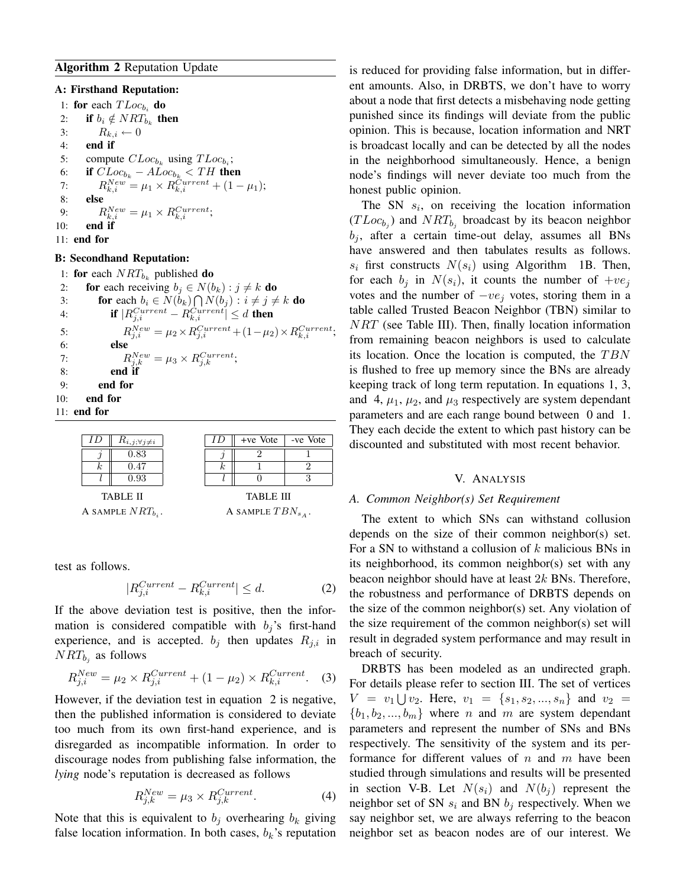**Algorithm 2** Reputation Update

**A: Firsthand Reputation:**

```
1: for each TLoc_{b_i} do
2:     if b_i ∉ NRT_{b_k} then
3:         R_{k,i} ← 0
4:     end if
5:     compute CLoc_{b_k} using TLoc_{b_i};
6:     if CLoc_{b_k} − ALoc_{b_k} < TH then
7:         R^{New}_{k,i} = μ1 × R^{Current}_{k,i} + (1 − μ1);
8:     else
9:         R^{New}_{k,i} = μ1 × R^{Current}_{k,i};
10:    end if
11: end for
```

**B: Secondhand Reputation:**

```
1: for each NRT_{b_k} published do
2:     for each receiving b_j ∈ N(b_k) : j ≠ k do
3:         for each b_i ∈ N(b_k) ⋂ N(b_j) : i ≠ j ≠ k do
4:             if |R^{Current}_{j,i} − R^{Current}_{k,i}| ≤ d then
5:                 R^{New}_{j,i} = μ2 × R^{Current}_{j,i} + (1−μ2) × R^{Current}_{k,i};
6:             else
7:                 R^{New}_{j,k} = μ3 × R^{Current}_{j,k};
8:             end if
9:         end for
10:    end for
11: end for
```

| $ID$ | $R_{i,j;\forall j \neq i}$ |
|---|---|
| $j$ | 0.83 |
| $k$ | 0.47 |
| $l$ | 0.93 |

TABLE II
A SAMPLE $NRT_{b_i}$.

| $ID$ | +ve Vote | -ve Vote |
|---|---|---|
| $j$ | 2 | 1 |
| $k$ | 1 | 2 |
| $l$ | 0 | 3 |

TABLE III
A SAMPLE $TBN_{s_A}$.

test as follows.

$$|R^{Current}_{j,i} - R^{Current}_{k,i}| \leq d. \tag{2}$$

If the above deviation test is positive, then the information is considered compatible with $b_j$'s first-hand experience, and is accepted. $b_j$ then updates $R_{j,i}$ in $NRT_{b_j}$ as follows

$$R^{New}_{j,i} = \mu_2 \times R^{Current}_{j,i} + (1 - \mu_2) \times R^{Current}_{k,i}. \tag{3}$$

However, if the deviation test in equation 2 is negative, then the published information is considered to deviate too much from its own first-hand experience, and is disregarded as incompatible information. In order to discourage nodes from publishing false information, the *lying* node's reputation is decreased as follows

$$R^{New}_{j,k} = \mu_3 \times R^{Current}_{j,k}. \tag{4}$$

Note that this is equivalent to $b_j$ overhearing $b_k$ giving false location information. In both cases, $b_k$'s reputation is reduced for providing false information, but in different amounts. Also, in DRBTS, we don't have to worry about a node that first detects a misbehaving node getting punished since its findings will deviate from the public opinion. This is because, location information and NRT is broadcast locally and can be detected by all the nodes in the neighborhood simultaneously. Hence, a benign node's findings will never deviate too much from the honest public opinion.

The SN $s_i$, on receiving the location information ($TLoc_{b_j}$) and $NRT_{b_j}$ broadcast by its beacon neighbor $b_j$, after a certain time-out delay, assumes all BNs have answered and then tabulates results as follows. $s_i$ first constructs $N(s_i)$ using Algorithm 1B. Then, for each $b_j$ in $N(s_i)$, it counts the number of $+ve_j$ votes and the number of $-ve_j$ votes, storing them in a table called Trusted Beacon Neighbor (TBN) similar to $NRT$ (see Table III). Then, finally location information from remaining beacon neighbors is used to calculate its location. Once the location is computed, the $TBN$ is flushed to free up memory since the BNs are already keeping track of long term reputation. In equations 1, 3, and 4, $\mu_1$, $\mu_2$, and $\mu_3$ respectively are system dependant parameters and are each range bound between 0 and 1. They each decide the extent to which past history can be discounted and substituted with most recent behavior.

## V. Analysis

### A. Common Neighbor(s) Set Requirement

The extent to which SNs can withstand collusion depends on the size of their common neighbor(s) set. For a SN to withstand a collusion of $k$ malicious BNs in its neighborhood, its common neighbor(s) set with any beacon neighbor should have at least $2k$ BNs. Therefore, the robustness and performance of DRBTS depends on the size of the common neighbor(s) set. Any violation of the size requirement of the common neighbor(s) set will result in degraded system performance and may result in breach of security.

DRBTS has been modeled as an undirected graph. For details please refer to section III. The set of vertices $V = v_1 \bigcup v_2$. Here, $v_1 = \{s_1, s_2, ..., s_n\}$ and $v_2 = \{b_1, b_2, ..., b_m\}$ where $n$ and $m$ are system dependant parameters and represent the number of SNs and BNs respectively. The sensitivity of the system and its performance for different values of $n$ and $m$ have been studied through simulations and results will be presented in section V-B. Let $N(s_i)$ and $N(b_j)$ represent the neighbor set of SN $s_i$ and BN $b_j$ respectively. When we say neighbor set, we are always referring to the beacon neighbor set as beacon nodes are of our interest. We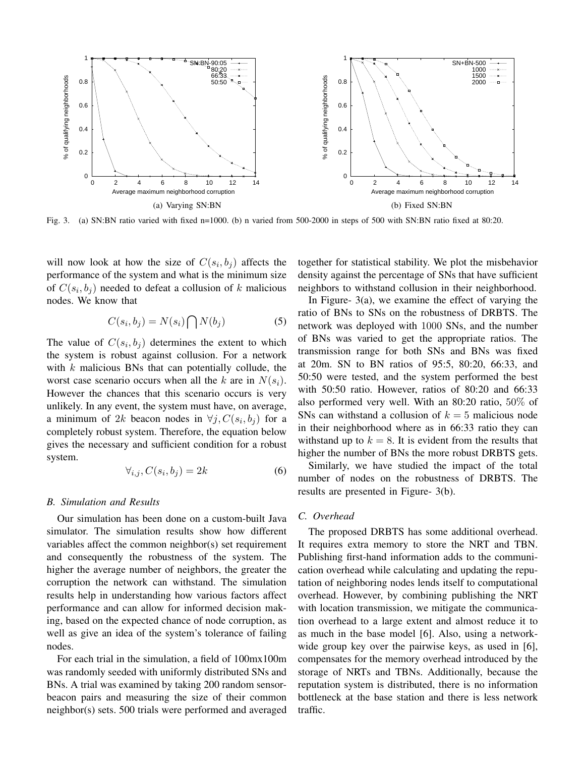(a) Varying SN:BN

(b) Fixed SN:BN

Fig. 3. (a) SN:BN ratio varied with fixed n=1000. (b) n varied from 500-2000 in steps of 500 with SN:BN ratio fixed at 80:20.

will now look at how the size of $C(s_i, b_j)$ affects the performance of the system and what is the minimum size of $C(s_i, b_j)$ needed to defeat a collusion of $k$ malicious nodes. We know that

$$C(s_i, b_j) = N(s_i) \bigcap N(b_j) \tag{5}$$

The value of $C(s_i, b_j)$ determines the extent to which the system is robust against collusion. For a network with $k$ malicious BNs that can potentially collude, the worst case scenario occurs when all the $k$ are in $N(s_i)$. However the chances that this scenario occurs is very unlikely. In any event, the system must have, on average, a minimum of $2k$ beacon nodes in $\forall j, C(s_i, b_j)$ for a completely robust system. Therefore, the equation below gives the necessary and sufficient condition for a robust system.

$$\forall_{i,j}, C(s_i, b_j) = 2k \tag{6}$$

### B. Simulation and Results

Our simulation has been done on a custom-built Java simulator. The simulation results show how different variables affect the common neighbor(s) set requirement and consequently the robustness of the system. The higher the average number of neighbors, the greater the corruption the network can withstand. The simulation results help in understanding how various factors affect performance and can allow for informed decision making, based on the expected chance of node corruption, as well as give an idea of the system's tolerance of failing nodes.

For each trial in the simulation, a field of 100mx100m was randomly seeded with uniformly distributed SNs and BNs. A trial was examined by taking 200 random sensor-beacon pairs and measuring the size of their common neighbor(s) sets. 500 trials were performed and averaged together for statistical stability. We plot the misbehavior density against the percentage of SNs that have sufficient neighbors to withstand collusion in their neighborhood.

In Figure- 3(a), we examine the effect of varying the ratio of BNs to SNs on the robustness of DRBTS. The network was deployed with 1000 SNs, and the number of BNs was varied to get the appropriate ratios. The transmission range for both SNs and BNs was fixed at 20m. SN to BN ratios of 95:5, 80:20, 66:33, and 50:50 were tested, and the system performed the best with 50:50 ratio. However, ratios of 80:20 and 66:33 also performed very well. With an 80:20 ratio, 50% of SNs can withstand a collusion of $k = 5$ malicious node in their neighborhood where as in 66:33 ratio they can withstand up to $k = 8$. It is evident from the results that higher the number of BNs the more robust DRBTS gets.

Similarly, we have studied the impact of the total number of nodes on the robustness of DRBTS. The results are presented in Figure- 3(b).

### C. Overhead

The proposed DRBTS has some additional overhead. It requires extra memory to store the NRT and TBN. Publishing first-hand information adds to the communication overhead while calculating and updating the reputation of neighboring nodes lends itself to computational overhead. However, by combining publishing the NRT with location transmission, we mitigate the communication overhead to a large extent and almost reduce it to as much in the base model [6]. Also, using a network-wide group key over the pairwise keys, as used in [6], compensates for the memory overhead introduced by the storage of NRTs and TBNs. Additionally, because the reputation system is distributed, there is no information bottleneck at the base station and there is less network traffic.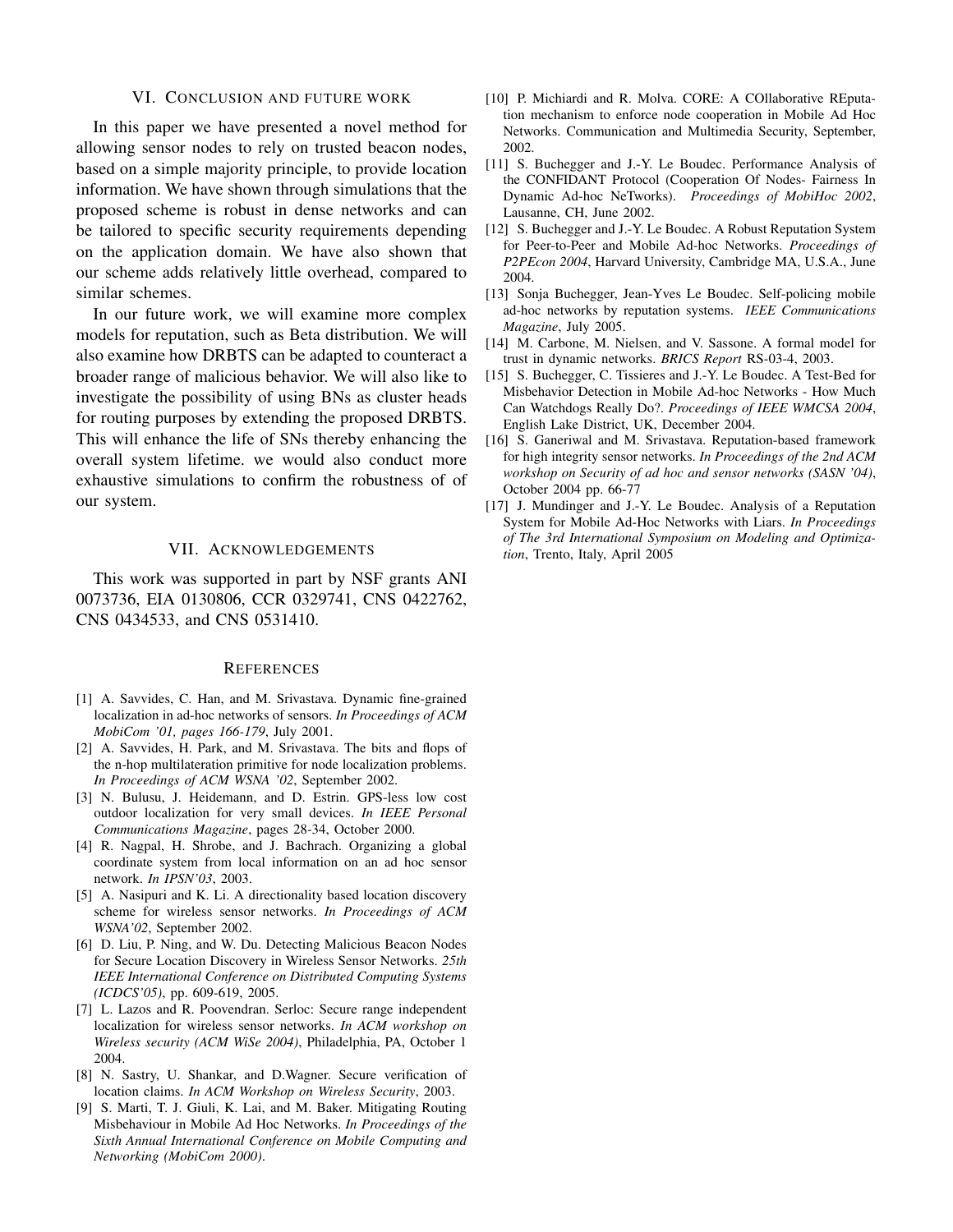## VI. Conclusion and future work

In this paper we have presented a novel method for allowing sensor nodes to rely on trusted beacon nodes, based on a simple majority principle, to provide location information. We have shown through simulations that the proposed scheme is robust in dense networks and can be tailored to specific security requirements depending on the application domain. We have also shown that our scheme adds relatively little overhead, compared to similar schemes.

In our future work, we will examine more complex models for reputation, such as Beta distribution. We will also examine how DRBTS can be adapted to counteract a broader range of malicious behavior. We will also like to investigate the possibility of using BNs as cluster heads for routing purposes by extending the proposed DRBTS. This will enhance the life of SNs thereby enhancing the overall system lifetime. we would also conduct more exhaustive simulations to confirm the robustness of of our system.

## VII. Acknowledgements

This work was supported in part by NSF grants ANI 0073736, EIA 0130806, CCR 0329741, CNS 0422762, CNS 0434533, and CNS 0531410.

## References

[1] A. Savvides, C. Han, and M. Srivastava. Dynamic fine-grained localization in ad-hoc networks of sensors. *In Proceedings of ACM MobiCom '01, pages 166-179*, July 2001.

[2] A. Savvides, H. Park, and M. Srivastava. The bits and flops of the n-hop multilateration primitive for node localization problems. *In Proceedings of ACM WSNA '02*, September 2002.

[3] N. Bulusu, J. Heidemann, and D. Estrin. GPS-less low cost outdoor localization for very small devices. *In IEEE Personal Communications Magazine*, pages 28-34, October 2000.

[4] R. Nagpal, H. Shrobe, and J. Bachrach. Organizing a global coordinate system from local information on an ad hoc sensor network. *In IPSN'03*, 2003.

[5] A. Nasipuri and K. Li. A directionality based location discovery scheme for wireless sensor networks. *In Proceedings of ACM WSNA'02*, September 2002.

[6] D. Liu, P. Ning, and W. Du. Detecting Malicious Beacon Nodes for Secure Location Discovery in Wireless Sensor Networks. *25th IEEE International Conference on Distributed Computing Systems (ICDCS'05)*, pp. 609-619, 2005.

[7] L. Lazos and R. Poovendran. Serloc: Secure range independent localization for wireless sensor networks. *In ACM workshop on Wireless security (ACM WiSe 2004)*, Philadelphia, PA, October 1 2004.

[8] N. Sastry, U. Shankar, and D.Wagner. Secure verification of location claims. *In ACM Workshop on Wireless Security*, 2003.

[9] S. Marti, T. J. Giuli, K. Lai, and M. Baker. Mitigating Routing Misbehaviour in Mobile Ad Hoc Networks. *In Proceedings of the Sixth Annual International Conference on Mobile Computing and Networking (MobiCom 2000)*.

[10] P. Michiardi and R. Molva. CORE: A COllaborative REputation mechanism to enforce node cooperation in Mobile Ad Hoc Networks. Communication and Multimedia Security, September, 2002.

[11] S. Buchegger and J.-Y. Le Boudec. Performance Analysis of the CONFIDANT Protocol (Cooperation Of Nodes- Fairness In Dynamic Ad-hoc NeTworks). *Proceedings of MobiHoc 2002*, Lausanne, CH, June 2002.

[12] S. Buchegger and J.-Y. Le Boudec. A Robust Reputation System for Peer-to-Peer and Mobile Ad-hoc Networks. *Proceedings of P2PEcon 2004*, Harvard University, Cambridge MA, U.S.A., June 2004.

[13] Sonja Buchegger, Jean-Yves Le Boudec. Self-policing mobile ad-hoc networks by reputation systems. *IEEE Communications Magazine*, July 2005.

[14] M. Carbone, M. Nielsen, and V. Sassone. A formal model for trust in dynamic networks. *BRICS Report* RS-03-4, 2003.

[15] S. Buchegger, C. Tissieres and J.-Y. Le Boudec. A Test-Bed for Misbehavior Detection in Mobile Ad-hoc Networks - How Much Can Watchdogs Really Do?. *Proceedings of IEEE WMCSA 2004*, English Lake District, UK, December 2004.

[16] S. Ganeriwal and M. Srivastava. Reputation-based framework for high integrity sensor networks. *In Proceedings of the 2nd ACM workshop on Security of ad hoc and sensor networks (SASN '04)*, October 2004 pp. 66-77

[17] J. Mundinger and J.-Y. Le Boudec. Analysis of a Reputation System for Mobile Ad-Hoc Networks with Liars. *In Proceedings of The 3rd International Symposium on Modeling and Optimization*, Trento, Italy, April 2005